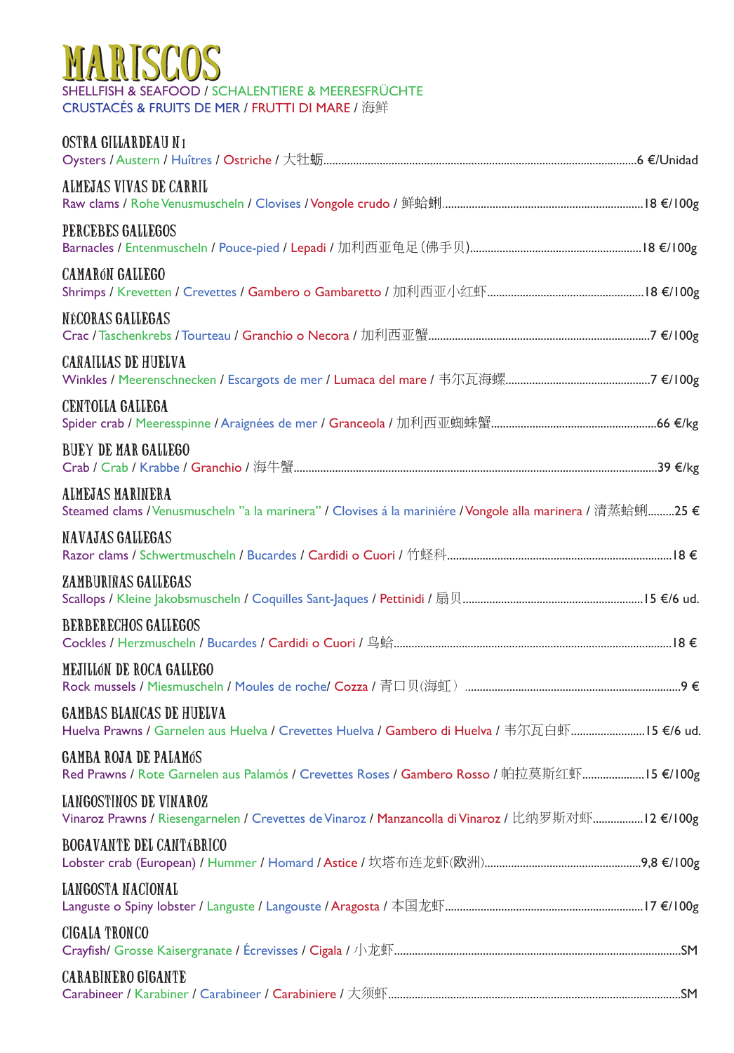# MARISCOS

SHELLFISH & SEAFOOD / SCHALENTIERE & MEERESFRÜCHTE
CRUSTACÉS & FRUITS DE MER / FRUTTI DI MARE / 海鲜

## OSTRA GILLARDEAU N1
Oysters / Austern / Huîtres / Ostriche / 大牡蛎 ........ 6 €/Unidad

## ALMEJAS VIVAS DE CARRIL
Raw clams / Rohe Venusmuscheln / Clovises / Vongole crudo / 鲜蛤蜊 ........ 18 €/100g

## PERCEBES GALLEGOS
Barnacles / Entenmuscheln / Pouce-pied / Lepadi / 加利西亚龟足 (佛手贝) ........ 18 €/100g

## CAMARÓN GALLEGO
Shrimps / Krevetten / Crevettes / Gambero o Gambaretto / 加利西亚小红虾 ........ 18 €/100g

## NÉCORAS GALLEGAS
Crac / Taschenkrebs / Tourteau / Granchio o Necora / 加利西亚蟹 ........ 7 €/100g

## CAÑAILLAS DE HUELVA
Winkles / Meerenschnecken / Escargots de mer / Lumaca del mare / 韦尔瓦海螺 ........ 7 €/100g

## CENTOLLA GALLEGA
Spider crab / Meeresspinne / Araignées de mer / Granceola / 加利西亚蜘蛛蟹 ........ 66 €/kg

## BUEY DE MAR GALLEGO
Crab / Crab / Krabbe / Granchio / 海牛蟹 ........ 39 €/kg

## ALMEJAS MARINERA
Steamed clams / Venusmuscheln "a la marinera" / Clovises á la mariniére / Vongole alla marinera / 清蒸蛤蜊 ........ 25 €

## NAVAJAS GALLEGAS
Razor clams / Schwertmuscheln / Bucardes / Cardidi o Cuori / 竹蛏科 ........ 18 €

## ZAMBURIÑAS GALLEGAS
Scallops / Kleine Jakobsmuscheln / Coquilles Sant-Jaques / Pettinidi / 扇贝 ........ 15 €/6 ud.

## BERBERECHOS GALLEGOS
Cockles / Herzmuscheln / Bucardes / Cardidi o Cuori / 鸟蛤 ........ 18 €

## MEJILLÓN DE ROCA GALLEGO
Rock mussels / Miesmuscheln / Moules de roche/ Cozza / 青口贝(海虹） ........ 9 €

## GAMBAS BLANCAS DE HUELVA
Huelva Prawns / Garnelen aus Huelva / Crevettes Huelva / Gambero di Huelva / 韦尔瓦白虾 ........ 15 €/6 ud.

## GAMBA ROJA DE PALAMÓS
Red Prawns / Rote Garnelen aus Palamós / Crevettes Roses / Gambero Rosso / 帕拉莫斯红虾 ........ 15 €/100g

## LANGOSTINOS DE VINAROZ
Vinaroz Prawns / Riesengarnelen / Crevettes de Vinaroz / Manzancolla di Vinaroz / 比纳罗斯对虾 ........ 12 €/100g

## BOGAVANTE DEL CANTÁBRICO
Lobster crab (European) / Hummer / Homard / Astice / 坎塔布连龙虾(欧洲) ........ 9,8 €/100g

## LANGOSTA NACIONAL
Languste o Spiny lobster / Languste / Langouste / Aragosta / 本国龙虾 ........ 17 €/100g

## CIGALA TRONCO
Crayfish/ Grosse Kaisergranate / Écrevisses / Cigala / 小龙虾 ........ SM

## CARABINERO GIGANTE
Carabineer / Karabiner / Carabineer / Carabiniere / 大须虾 ........ SM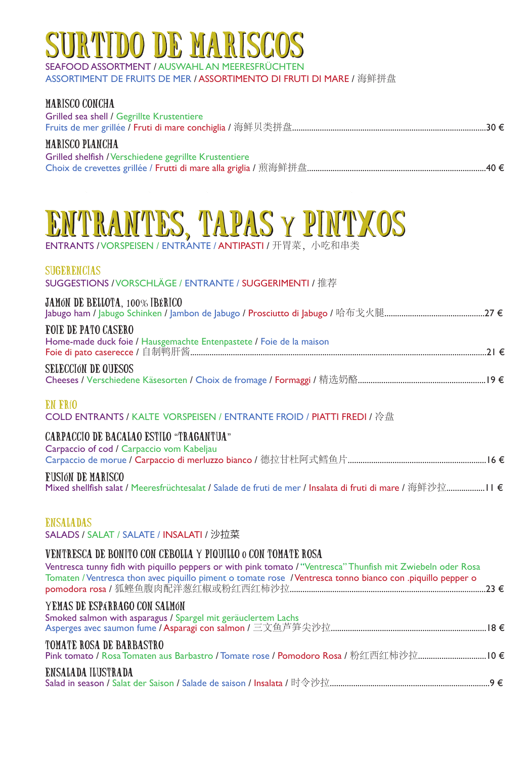# SURTIDO DE MARISCOS

SEAFOOD ASSORTMENT / AUSWAHL AN MEERESFRÜCHTEN
ASSORTIMENT DE FRUITS DE MER / ASSORTIMENTO DI FRUTI DI MARE / 海鲜拼盘

### MARISCO CONCHA

Grilled sea shell / Gegrillte Krustentiere
Fruits de mer grillée / Fruti di mare conchiglia / 海鲜贝类拼盘 ........ 30 €

### MARISCO PLANCHA

Grilled shelfish / Verschiedene gegrillte Krustentiere
Choix de crevettes grillée / Frutti di mare alla griglia / 煎海鲜拼盘 ........ 40 €

# ENTRANTES, TAPAS Y PINTXOS

ENTRANTS / VORSPEISEN / ENTRANTE / ANTIPASTI / 开胃菜，小吃和串类

## SUGERENCIAS

SUGGESTIONS / VORSCHLÄGE / ENTRANTE / SUGGERIMENTI / 推荐

### JAMÓN DE BELLOTA, 100% IBÉRICO

Jabugo ham / Jabugo Schinken / Jambon de Jabugo / Prosciutto di Jabugo / 哈布戈火腿 ........ 27 €

### FOIE DE PATO CASERO

Home-made duck foie / Hausgemachte Entenpastete / Foie de la maison
Foie di pato caserecce / 自制鸭肝酱 ........ 21 €

### SELECCIÓN DE QUESOS

Cheeses / Verschiedene Käsesorten / Choix de fromage / Formaggi / 精选奶酪 ........ 19 €

## EN FRÍO

COLD ENTRANTS / KALTE VORSPEISEN / ENTRANTE FROID / PIATTI FREDI / 冷盘

### CARPACCIO DE BACALAO ESTILO "TRAGANTUA"

Carpaccio of cod / Carpaccio vom Kabeljau
Carpaccio de morue / Carpaccio di merluzzo bianco / 德拉甘杜阿式鳕鱼片 ........ 16 €

### FUSIÓN DE MARISCO

Mixed shellfish salat / Meeresfrüchtesalat / Salade de fruti de mer / Insalata di fruti di mare / 海鲜沙拉 ........ 11 €

## ENSALADAS

SALADS / SALAT / SALATE / INSALATI / 沙拉菜

### VENTRESCA DE BONITO CON CEBOLLA Y PIQUILLO o CON TOMATE ROSA

Ventresca tunny fidh with piquillo peppers or with pink tomato / "Ventresca" Thunfish mit Zwiebeln oder Rosa Tomaten / Ventresca thon avec piquillo piment o tomate rose / Ventresca tonno bianco con .piquillo pepper o pomodora rosa / 狐鲣鱼腹肉配洋葱红椒或粉红西红柿沙拉 ........ 23 €

### YEMAS DE ESPÁRRAGO CON SALMÓN

Smoked salmon with asparagus / Spargel mit geräuclertem Lachs
Asperges avec saumon fume / Asparagi con salmon / 三文鱼芦笋尖沙拉 ........ 18 €

### TOMATE ROSA DE BARBASTRO

Pink tomato / Rosa Tomaten aus Barbastro / Tomate rose / Pomodoro Rosa / 粉红西红柿沙拉 ........ 10 €

### ENSALADA ILUSTRADA

Salad in season / Salat der Saison / Salade de saison / Insalata / 时令沙拉 ........ 9 €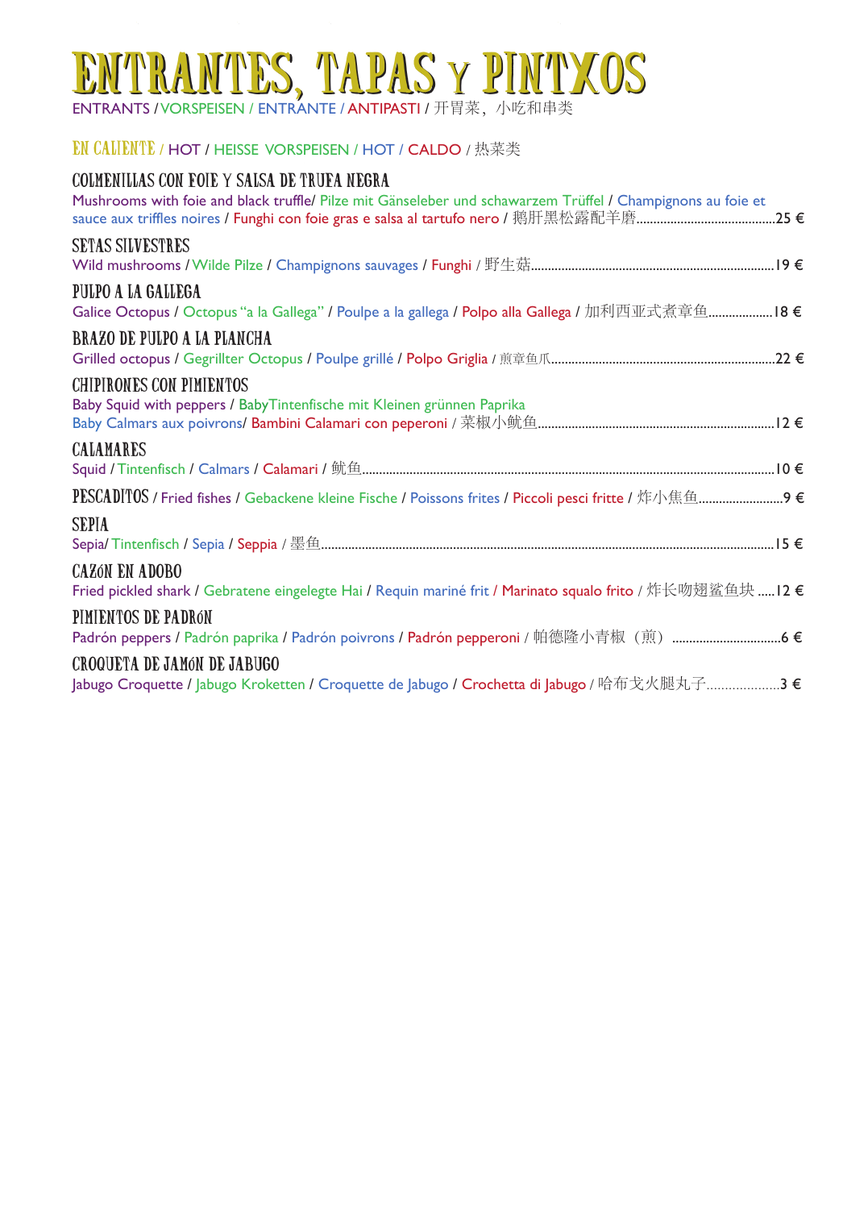# ENTRANTES, TAPAS Y PINTXOS

ENTRANTS / VORSPEISEN / ENTRANTE / ANTIPASTI / 开胃菜，小吃和串类

## EN CALIENTE / HOT / HEISSE VORSPEISEN / HOT / CALDO / 热菜类

### COLMENILLAS CON FOIE Y SALSA DE TRUFA NEGRA
Mushrooms with foie and black truffle/ Pilze mit Gänseleber und schawarzem Trüffel / Champignons au foie et sauce aux triffles noires / Funghi con foie gras e salsa al tartufo nero / 鹅肝黑松露配羊磨........................................25 €

### SETAS SILVESTRES
Wild mushrooms / Wilde Pilze / Champignons sauvages / Funghi / 野生菇........................................19 €

### PULPO A LA GALLEGA
Galice Octopus / Octopus “a la Gallega” / Poulpe a la gallega / Polpo alla Gallega / 加利西亚式煮章鱼..................18 €

### BRAZO DE PULPO A LA PLANCHA
Grilled octopus / Gegrillter Octopus / Poulpe grillé / Polpo Griglia / 煎章鱼爪........................................22 €

### CHIPIRONES CON PIMIENTOS
Baby Squid with peppers / BabyTintenfische mit Kleinen grünnen Paprika
Baby Calmars aux poivrons/ Bambini Calamari con peperoni / 菜椒小鱿鱼........................................12 €

### CALAMARES
Squid / Tintenfisch / Calmars / Calamari / 鱿鱼........................................10 €

### PESCADITOS / Fried fishes / Gebackene kleine Fische / Poissons frites / Piccoli pesci fritte / 炸小焦鱼........................9 €

### SEPIA
Sepia/ Tintenfisch / Sepia / Seppia / 墨鱼........................................15 €

### CAZÓN EN ADOBO
Fried pickled shark / Gebratene eingelegte Hai / Requin mariné frit / Marinato squalo frito / 炸长吻翅鲨鱼块 .....12 €

### PIMIENTOS DE PADRÓN
Padrón peppers / Padrón paprika / Padrón poivrons / Padrón pepperoni / 帕德隆小青椒（煎）...............................6 €

### CROQUETA DE JAMÓN DE JABUGO
Jabugo Croquette / Jabugo Kroketten / Croquette de Jabugo / Crochetta di Jabugo / 哈布戈火腿丸子...................3 €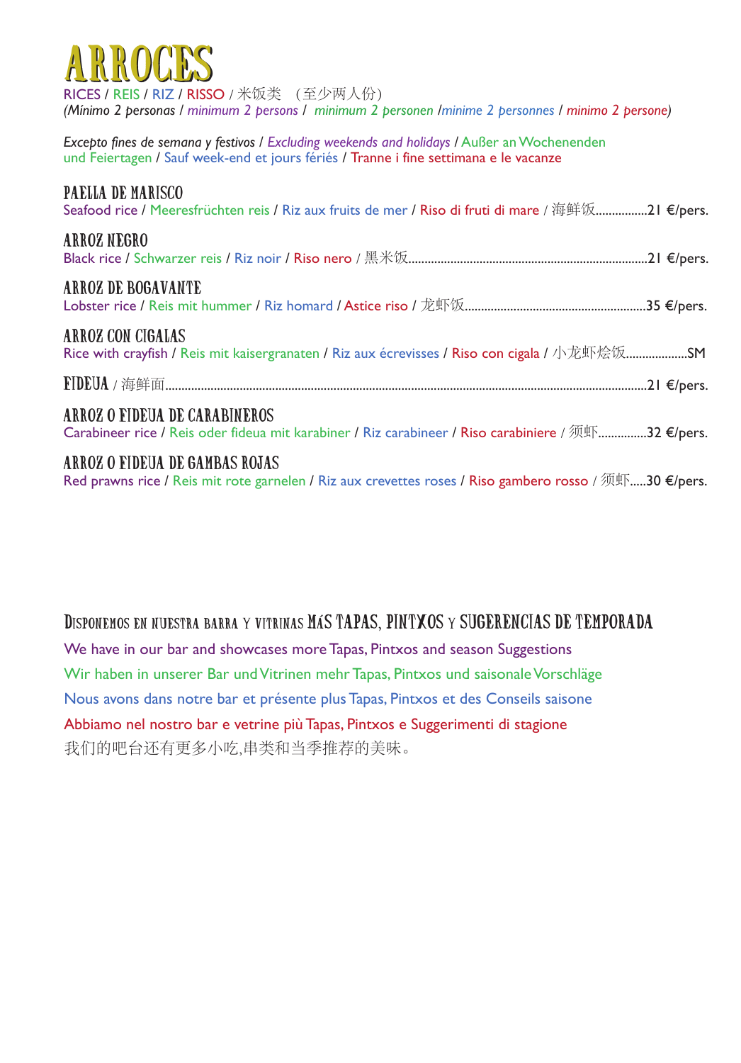# ARROCES

RICES / REIS / RIZ / RISSO / 米饭类 （至少两人份）

*(Mínimo 2 personas / minimum 2 persons / minimum 2 personen /minime 2 personnes / minimo 2 persone)*

*Excepto fines de semana y festivos / Excluding weekends and holidays* / Außer an Wochenenden und Feiertagen / Sauf week-end et jours fériés / Tranne i fine settimana e le vacanze

### PAELLA DE MARISCO

Seafood rice / Meeresfrüchten reis / Riz aux fruits de mer / Riso di fruti di mare / 海鲜饭................21 €/pers.

### ARROZ NEGRO

Black rice / Schwarzer reis / Riz noir / Riso nero / 黑米饭..........................................................................21 €/pers.

### ARROZ DE BOGAVANTE

Lobster rice / Reis mit hummer / Riz homard / Astice riso / 龙虾饭........................................................35 €/pers.

### ARROZ CON CIGALAS

Rice with crayfish / Reis mit kaisergranaten / Riz aux écrevisses / Riso con cigala / 小龙虾烩饭..................SM

### FIDEUA / 海鲜面....................................................................................................................................21 €/pers.

### ARROZ O FIDEUA DE CARABINEROS

Carabineer rice / Reis oder fideua mit karabiner / Riz carabineer / Riso carabiniere / 须虾..............32 €/pers.

### ARROZ O FIDEUA DE GAMBAS ROJAS

Red prawns rice / Reis mit rote garnelen / Riz aux crevettes roses / Riso gambero rosso / 须虾.....30 €/pers.

## DISPONEMOS EN NUESTRA BARRA Y VITRINAS MÁS TAPAS, PINTXOS Y SUGERENCIAS DE TEMPORADA

We have in our bar and showcases more Tapas, Pintxos and season Suggestions

Wir haben in unserer Bar und Vitrinen mehr Tapas, Pintxos und saisonale Vorschläge

Nous avons dans notre bar et présente plus Tapas, Pintxos et des Conseils saisone

Abbiamo nel nostro bar e vetrine più Tapas, Pintxos e Suggerimenti di stagione

我们的吧台还有更多小吃,串类和当季推荐的美味。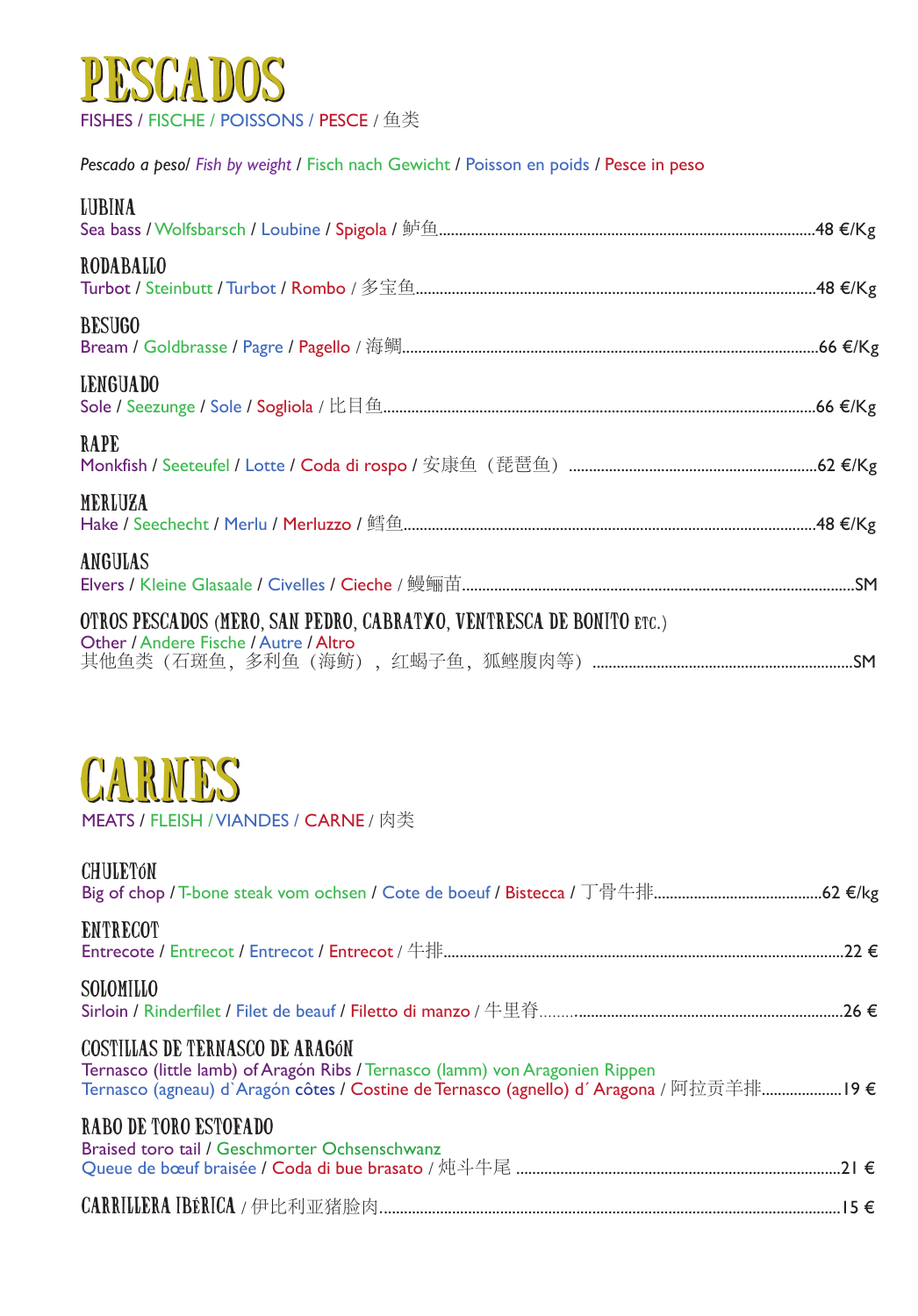# PESCADOS

FISHES / FISCHE / POISSONS / PESCE / 鱼类

*Pescado a peso/ Fish by weight* / Fisch nach Gewicht / Poisson en poids / Pesce in peso

### LUBINA
Sea bass / Wolfsbarsch / Loubine / Spigola / 鲈鱼 ........ 48 €/Kg

### RODABALLO
Turbot / Steinbutt / Turbot / Rombo / 多宝鱼 ........ 48 €/Kg

### BESUGO
Bream / Goldbrasse / Pagre / Pagello / 海鲷 ........ 66 €/Kg

### LENGUADO
Sole / Seezunge / Sole / Sogliola / 比目鱼 ........ 66 €/Kg

### RAPE
Monkfish / Seeteufel / Lotte / Coda di rospo / 安康鱼（琵琶鱼） ........ 62 €/Kg

### MERLUZA
Hake / Seechecht / Merlu / Merluzzo / 鳕鱼 ........ 48 €/Kg

### ANGULAS
Elvers / Kleine Glasaale / Civelles / Cieche / 鳗鲡苗 ........ SM

### OTROS PESCADOS (MERO, SAN PEDRO, CABRATXO, VENTRESCA DE BONITO ETC.)
Other / Andere Fische / Autre / Altro
其他鱼类（石斑鱼，多利鱼（海鲂），红蝎子鱼，狐鲣腹肉等） ........ SM

# CARNES

MEATS / FLEISH / VIANDES / CARNE / 肉类

### CHULETÓN
Big of chop / T-bone steak vom ochsen / Cote de boeuf / Bistecca / 丁骨牛排 ........ 62 €/kg

### ENTRECOT
Entrecote / Entrecot / Entrecot / Entrecot / 牛排 ........ 22 €

### SOLOMILLO
Sirloin / Rinderfilet / Filet de beauf / Filetto di manzo / 牛里脊 ........ 26 €

### COSTILLAS DE TERNASCO DE ARAGÓN
Ternasco (little lamb) of Aragón Ribs / Ternasco (lamm) von Aragonien Rippen
Ternasco (agneau) d`Aragón côtes / Costine de Ternasco (agnello) d´ Aragona / 阿拉贡羊排 ........ 19 €

### RABO DE TORO ESTOFADO
Braised toro tail / Geschmorter Ochsenschwanz
Queue de bœuf braisée / Coda di bue brasato / 炖斗牛尾 ........ 21 €

### CARRILLERA IBÉRICA / 伊比利亚猪脸肉 ........ 15 €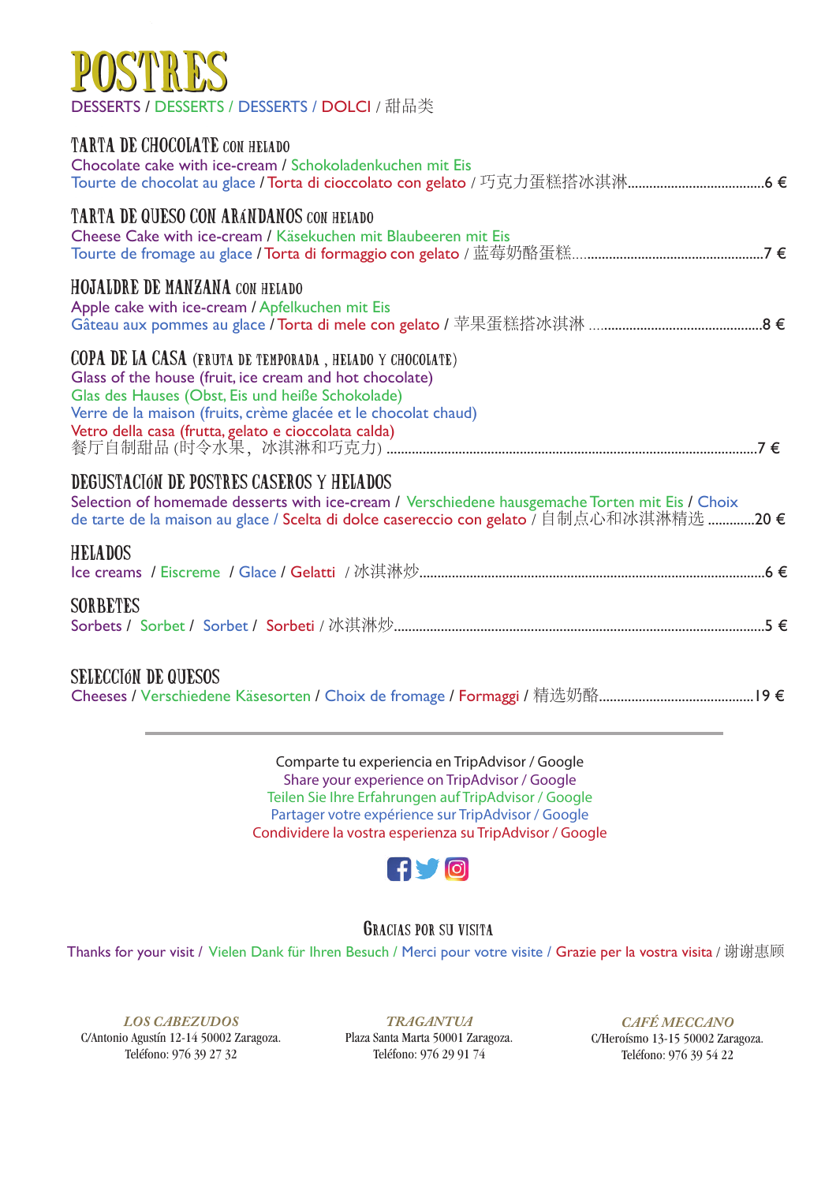# POSTRES

DESSERTS / DESSERTS / DESSERTS / DOLCI / 甜品类

### TARTA DE CHOCOLATE CON HELADO

Chocolate cake with ice-cream / Schokoladenkuchen mit Eis
Tourte de chocolat au glace / Torta di cioccolato con gelato / 巧克力蛋糕搭冰淇淋......................................6 €

### TARTA DE QUESO CON ARÁNDANOS CON HELADO

Cheese Cake with ice-cream / Käsekuchen mit Blaubeeren mit Eis
Tourte de fromage au glace / Torta di formaggio con gelato / 蓝莓奶酪蛋糕....................................................7 €

### HOJALDRE DE MANZANA CON HELADO

Apple cake with ice-cream / Apfelkuchen mit Eis
Gâteau aux pommes au glace / Torta di mele con gelato / 苹果蛋糕搭冰淇淋 ..............................................8 €

### COPA DE LA CASA (FRUTA DE TEMPORADA , HELADO Y CHOCOLATE)

Glass of the house (fruit, ice cream and hot chocolate)
Glas des Hauses (Obst, Eis und heiße Schokolade)
Verre de la maison (fruits, crème glacée et le chocolat chaud)
Vetro della casa (frutta, gelato e cioccolata calda)
餐厅自制甜品 (时令水果，冰淇淋和巧克力) ......................................................................................7 €

### DEGUSTACIÓN DE POSTRES CASEROS Y HELADOS

Selection of homemade desserts with ice-cream / Verschiedene hausgemache Torten mit Eis / Choix de tarte de la maison au glace / Scelta di dolce casereccio con gelato / 自制点心和冰淇淋精选 ............20 €

### HELADOS

Ice creams / Eiscreme / Glace / Gelatti / 冰淇淋炒..............................................................................6 €

### SORBETES

Sorbets / Sorbet / Sorbet / Sorbeti / 冰淇淋炒......................................................................................5 €

### SELECCIÓN DE QUESOS

Cheeses / Verschiedene Käsesorten / Choix de fromage / Formaggi / 精选奶酪..........................................19 €

---

Comparte tu experiencia en TripAdvisor / Google
Share your experience on TripAdvisor / Google
Teilen Sie Ihre Erfahrungen auf TripAdvisor / Google
Partager votre expérience sur TripAdvisor / Google
Condividere la vostra esperienza su TripAdvisor / Google

### GRACIAS POR SU VISITA

Thanks for your visit / Vielen Dank für Ihren Besuch / Merci pour votre visite / Grazie per la vostra visita / 谢谢惠顾

*LOS CABEZUDOS*
C/Antonio Agustín 12-14 50002 Zaragoza.
Teléfono: 976 39 27 32

*TRAGANTUA*
Plaza Santa Marta 50001 Zaragoza.
Teléfono: 976 29 91 74

*CAFÉ MECCANO*
C/Heroísmo 13-15 50002 Zaragoza.
Teléfono: 976 39 54 22